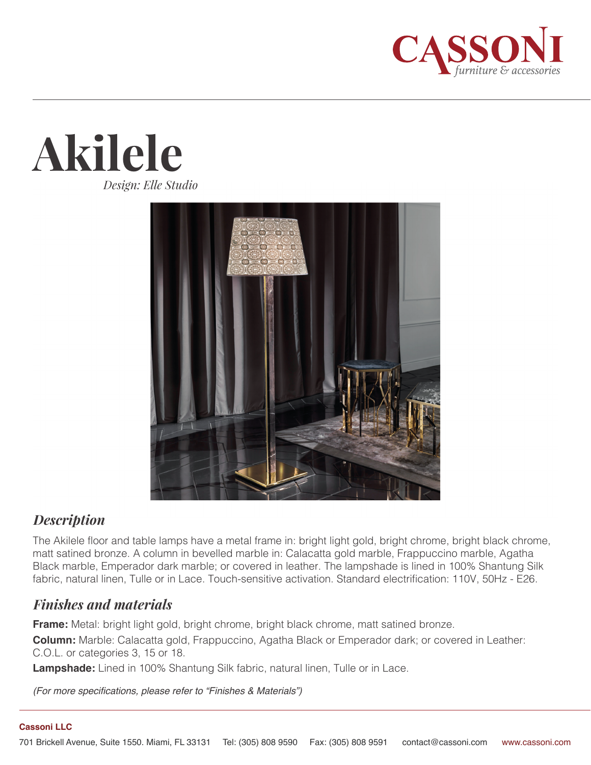# Akilele

*Design: Elle Studio*

## *Description*

The Akilele floor and table lamps have a metal frame in: bright light gold, bright chrome, bright black chrome, matt satined bronze. A column in bevelled marble in: Calacatta gold marble, Frappuccino marble, Agatha Black marble, Emperador dark marble; or covered in leather. The lampshade is lined in 100% Shantung Silk fabric, natural linen, Tulle or in Lace. Touch-sensitive activation. Standard electrification: 110V, 50Hz - E26.

## *Finishes and materials*

**Frame:** Metal: bright light gold, bright chrome, bright black chrome, matt satined bronze.

**Column:** Marble: Calacatta gold, Frappuccino, Agatha Black or Emperador dark; or covered in Leather: C.O.L. or categories 3, 15 or 18.

**Lampshade:** Lined in 100% Shantung Silk fabric, natural linen, Tulle or in Lace.

*(For more specifications, please refer to "Finishes & Materials")*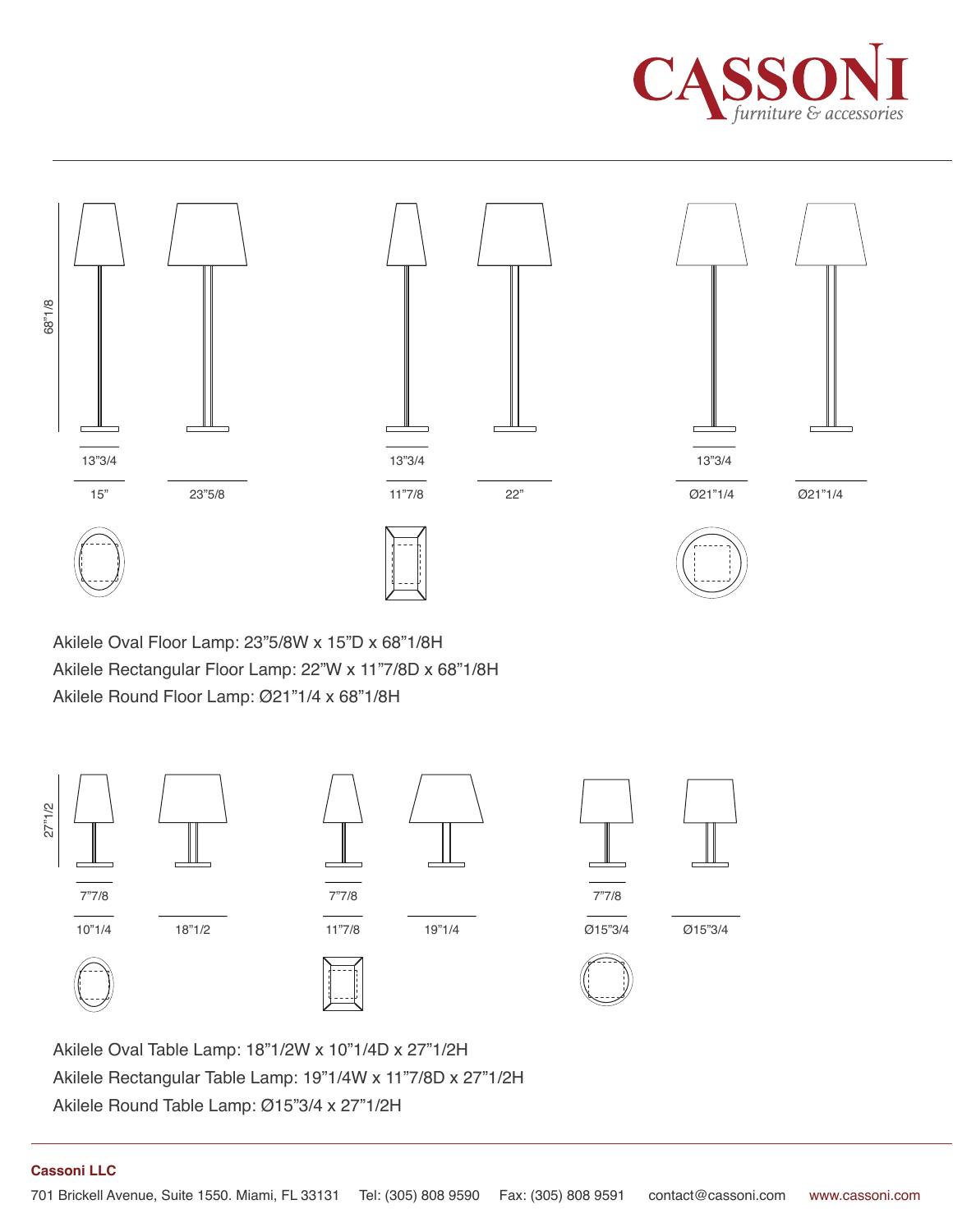CASSONI
*furniture & accessories*

68"1/8

13"3/4
15"
23"5/8

13"3/4
11"7/8
22"

13"3/4
Ø21"1/4
Ø21"1/4

Akilele Oval Floor Lamp: 23"5/8W x 15"D x 68"1/8H
Akilele Rectangular Floor Lamp: 22"W x 11"7/8D x 68"1/8H
Akilele Round Floor Lamp: Ø21"1/4 x 68"1/8H

27"1/2

7"7/8
10"1/4
18"1/2

7"7/8
11"7/8
19"1/4

7"7/8
Ø15"3/4
Ø15"3/4

Akilele Oval Table Lamp: 18"1/2W x 10"1/4D x 27"1/2H
Akilele Rectangular Table Lamp: 19"1/4W x 11"7/8D x 27"1/2H
Akilele Round Table Lamp: Ø15"3/4 x 27"1/2H

**Cassoni LLC**

701 Brickell Avenue, Suite 1550. Miami, FL 33131 Tel: (305) 808 9590 Fax: (305) 808 9591 contact@cassoni.com www.cassoni.com